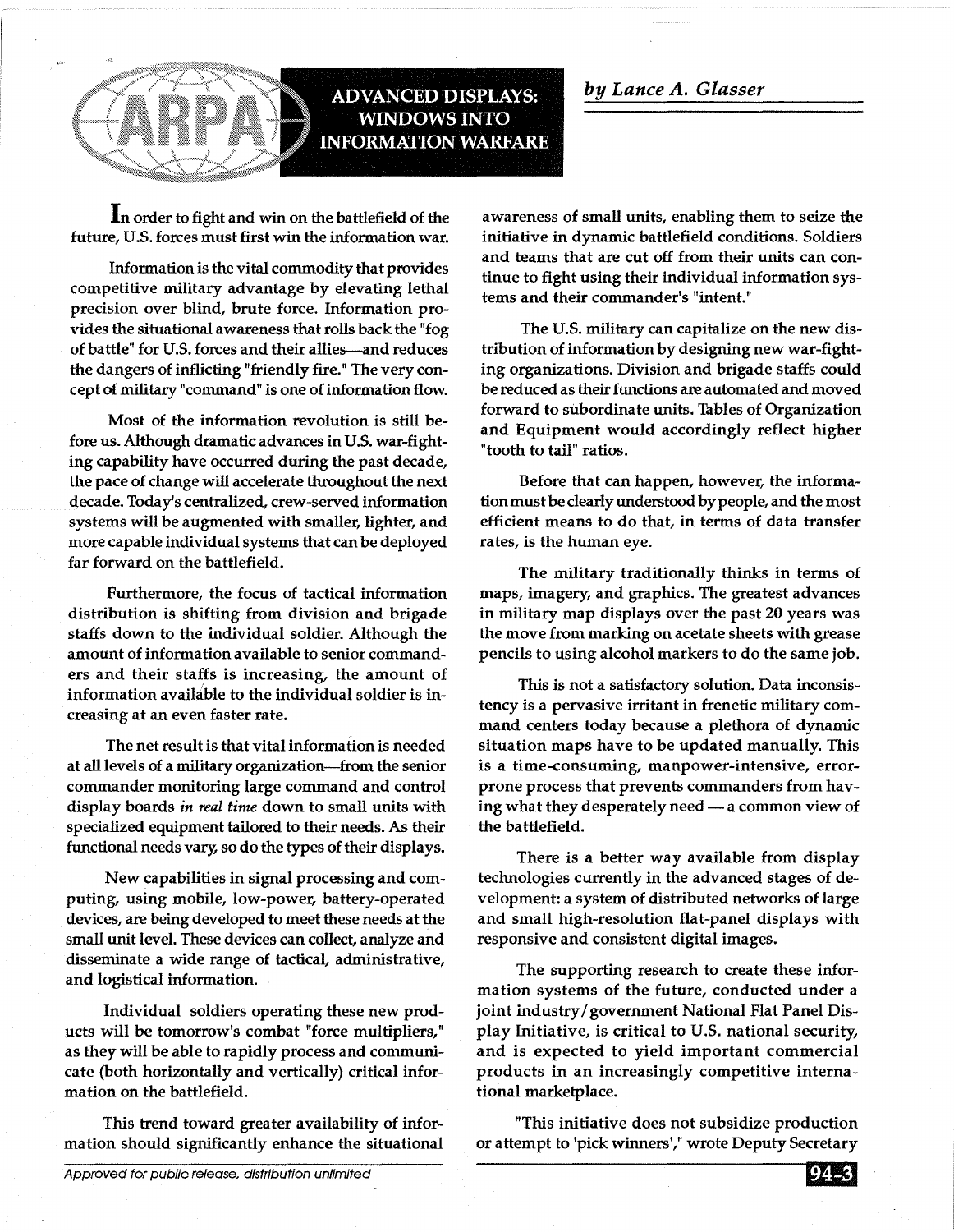# ADVANCED DISPLAYS: WINDOWS INTO INFORMATION WARFARE

*by Lance A. Glasser*

In order to fight and win on the battlefield of the future, U.S. forces must first win the information war.

Information is the vital commodity that provides competitive military advantage by elevating lethal precision over blind, brute force. Information provides the situational awareness that rolls back the "fog of battle" for U.S. forces and their allies—and reduces the dangers of inflicting "friendly fire." The very concept of military "command" is one of information flow.

Most of the information revolution is still before us. Although dramatic advances in U.S. war-fighting capability have occurred during the past decade, the pace of change will accelerate throughout the next decade. Today's centralized, crew-served information systems will be augmented with smaller, lighter, and more capable individual systems that can be deployed far forward on the battlefield.

Furthermore, the focus of tactical information distribution is shifting from division and brigade staffs down to the individual soldier. Although the amount of information available to senior commanders and their staffs is increasing, the amount of information available to the individual soldier is increasing at an even faster rate.

The net result is that vital information is needed at all levels of a military organization—from the senior commander monitoring large command and control display boards *in real time* down to small units with specialized equipment tailored to their needs. As their functional needs vary, so do the types of their displays.

New capabilities in signal processing and computing, using mobile, low-power, battery-operated devices, are being developed to meet these needs at the small unit level. These devices can collect, analyze and disseminate a wide range of tactical, administrative, and logistical information.

Individual soldiers operating these new products will be tomorrow's combat "force multipliers," as they will be able to rapidly process and communicate (both horizontally and vertically) critical information on the battlefield.

This trend toward greater availability of information should significantly enhance the situational awareness of small units, enabling them to seize the initiative in dynamic battlefield conditions. Soldiers and teams that are cut off from their units can continue to fight using their individual information systems and their commander's "intent."

The U.S. military can capitalize on the new distribution of information by designing new war-fighting organizations. Division and brigade staffs could be reduced as their functions are automated and moved forward to subordinate units. Tables of Organization and Equipment would accordingly reflect higher "tooth to tail" ratios.

Before that can happen, however, the information must be clearly understood by people, and the most efficient means to do that, in terms of data transfer rates, is the human eye.

The military traditionally thinks in terms of maps, imagery, and graphics. The greatest advances in military map displays over the past 20 years was the move from marking on acetate sheets with grease pencils to using alcohol markers to do the same job.

This is not a satisfactory solution. Data inconsistency is a pervasive irritant in frenetic military command centers today because a plethora of dynamic situation maps have to be updated manually. This is a time-consuming, manpower-intensive, error-prone process that prevents commanders from having what they desperately need — a common view of the battlefield.

There is a better way available from display technologies currently in the advanced stages of development: a system of distributed networks of large and small high-resolution flat-panel displays with responsive and consistent digital images.

The supporting research to create these information systems of the future, conducted under a joint industry/government National Flat Panel Display Initiative, is critical to U.S. national security, and is expected to yield important commercial products in an increasingly competitive international marketplace.

"This initiative does not subsidize production or attempt to 'pick winners'," wrote Deputy Secretary

Approved for public release, distribution unlimited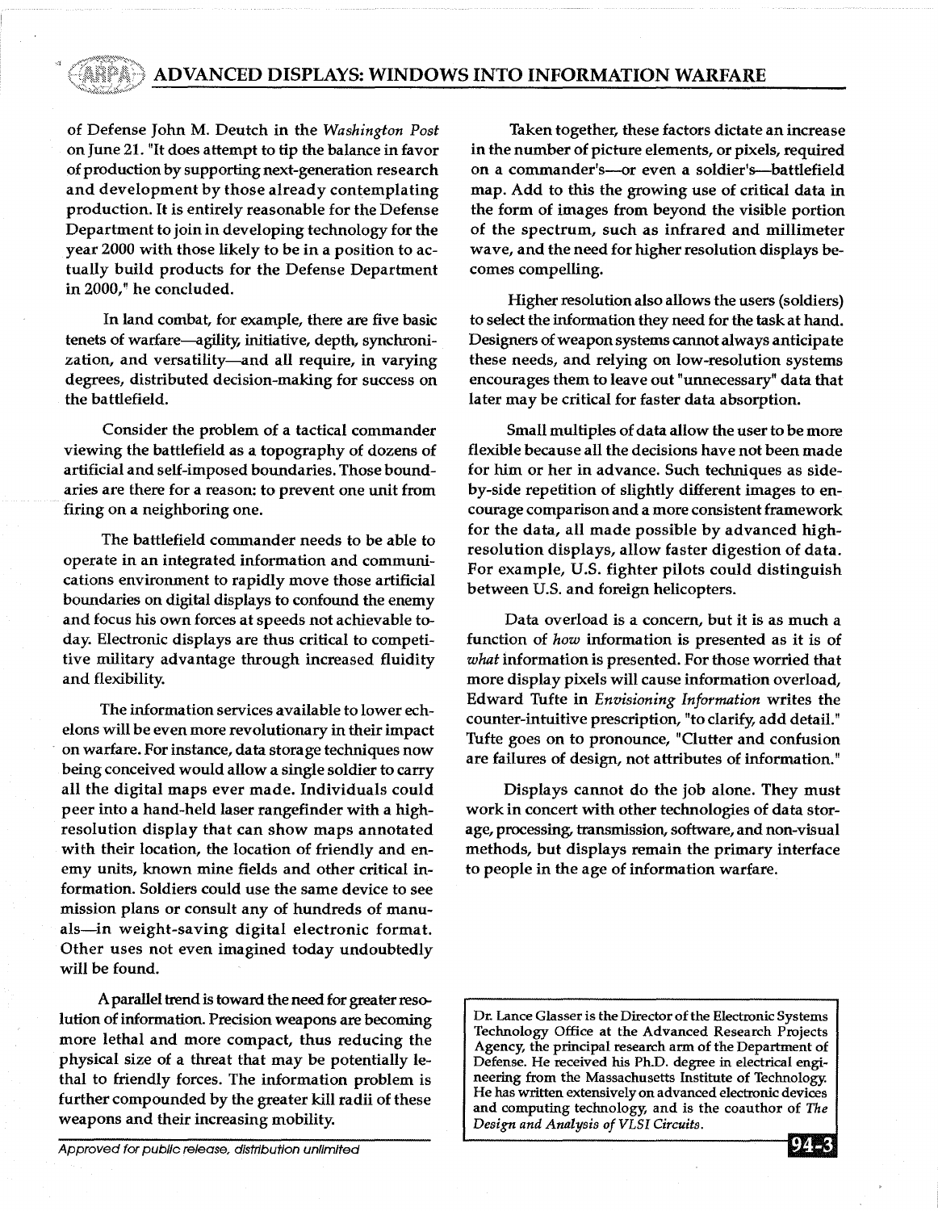of Defense John M. Deutch in the *Washington Post* on June 21. "It does attempt to tip the balance in favor of production by supporting next-generation research and development by those already contemplating production. It is entirely reasonable for the Defense Department to join in developing technology for the year 2000 with those likely to be in a position to actually build products for the Defense Department in 2000," he concluded.

In land combat, for example, there are five basic tenets of warfare—agility, initiative, depth, synchronization, and versatility—and all require, in varying degrees, distributed decision-making for success on the battlefield.

Consider the problem of a tactical commander viewing the battlefield as a topography of dozens of artificial and self-imposed boundaries. Those boundaries are there for a reason: to prevent one unit from firing on a neighboring one.

The battlefield commander needs to be able to operate in an integrated information and communications environment to rapidly move those artificial boundaries on digital displays to confound the enemy and focus his own forces at speeds not achievable today. Electronic displays are thus critical to competitive military advantage through increased fluidity and flexibility.

The information services available to lower echelons will be even more revolutionary in their impact on warfare. For instance, data storage techniques now being conceived would allow a single soldier to carry all the digital maps ever made. Individuals could peer into a hand-held laser rangefinder with a high-resolution display that can show maps annotated with their location, the location of friendly and enemy units, known mine fields and other critical information. Soldiers could use the same device to see mission plans or consult any of hundreds of manuals—in weight-saving digital electronic format. Other uses not even imagined today undoubtedly will be found.

A parallel trend is toward the need for greater resolution of information. Precision weapons are becoming more lethal and more compact, thus reducing the physical size of a threat that may be potentially lethal to friendly forces. The information problem is further compounded by the greater kill radii of these weapons and their increasing mobility.

Taken together, these factors dictate an increase in the number of picture elements, or pixels, required on a commander's—or even a soldier's—battlefield map. Add to this the growing use of critical data in the form of images from beyond the visible portion of the spectrum, such as infrared and millimeter wave, and the need for higher resolution displays becomes compelling.

Higher resolution also allows the users (soldiers) to select the information they need for the task at hand. Designers of weapon systems cannot always anticipate these needs, and relying on low-resolution systems encourages them to leave out "unnecessary" data that later may be critical for faster data absorption.

Small multiples of data allow the user to be more flexible because all the decisions have not been made for him or her in advance. Such techniques as side-by-side repetition of slightly different images to encourage comparison and a more consistent framework for the data, all made possible by advanced high-resolution displays, allow faster digestion of data. For example, U.S. fighter pilots could distinguish between U.S. and foreign helicopters.

Data overload is a concern, but it is as much a function of *how* information is presented as it is of *what* information is presented. For those worried that more display pixels will cause information overload, Edward Tufte in *Envisioning Information* writes the counter-intuitive prescription, "to clarify, add detail." Tufte goes on to pronounce, "Clutter and confusion are failures of design, not attributes of information."

Displays cannot do the job alone. They must work in concert with other technologies of data storage, processing, transmission, software, and non-visual methods, but displays remain the primary interface to people in the age of information warfare.

Dr. Lance Glasser is the Director of the Electronic Systems Technology Office at the Advanced Research Projects Agency, the principal research arm of the Department of Defense. He received his Ph.D. degree in electrical engineering from the Massachusetts Institute of Technology. He has written extensively on advanced electronic devices and computing technology, and is the coauthor of *The Design and Analysis of VLSI Circuits*.

*Approved for public release, distribution unlimited*